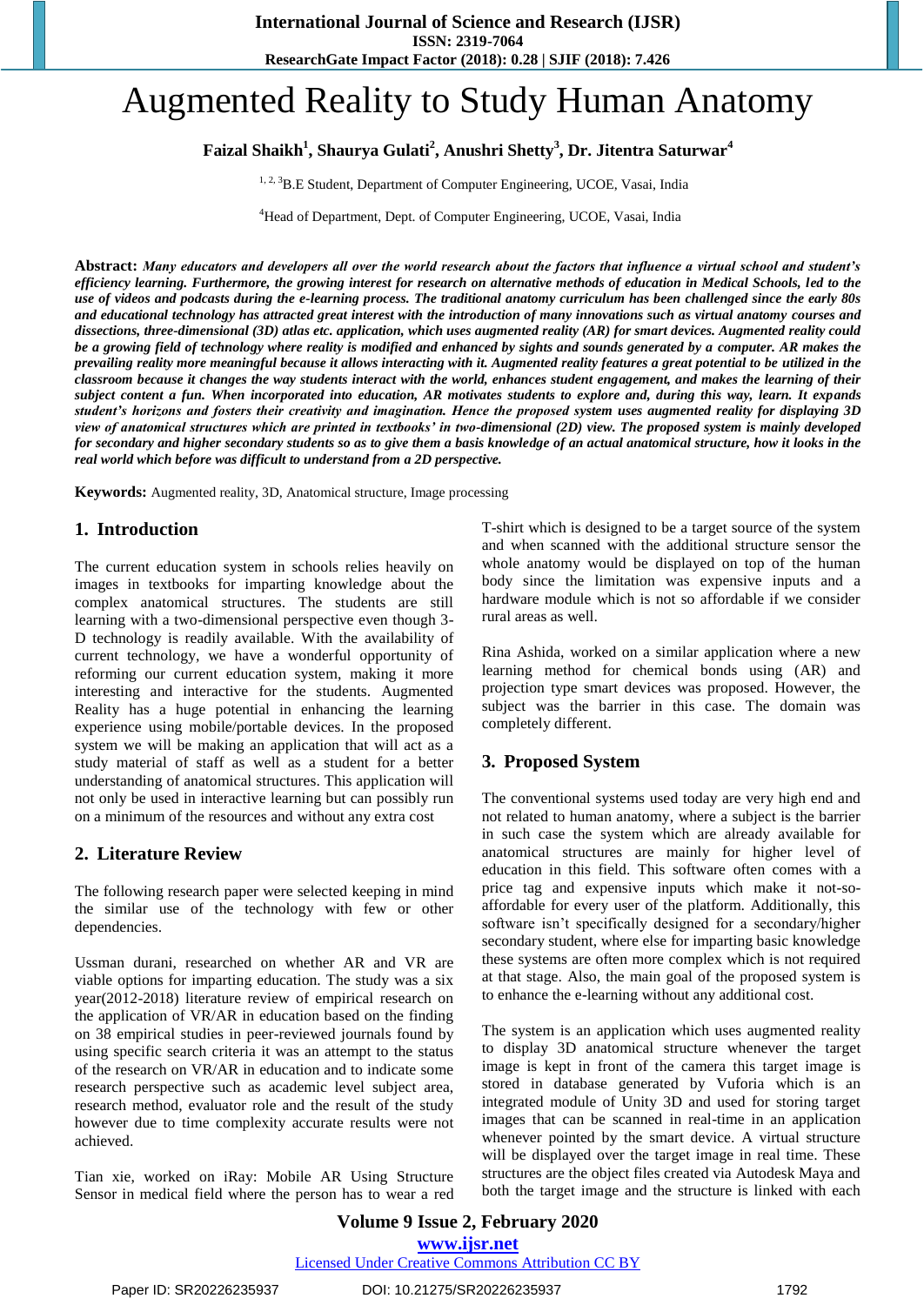# Augmented Reality to Study Human Anatomy

**Faizal Shaikh[1], Shaurya Gulati[2], Anushri Shetty[3], Dr. Jitentra Saturwar[4]**

[1, 2, 3]B.E Student, Department of Computer Engineering, UCOE, Vasai, India

[4]Head of Department, Dept. of Computer Engineering, UCOE, Vasai, India

**Abstract:** ***Many educators and developers all over the world research about the factors that influence a virtual school and student's efficiency learning. Furthermore, the growing interest for research on alternative methods of education in Medical Schools, led to the use of videos and podcasts during the e-learning process. The traditional anatomy curriculum has been challenged since the early 80s and educational technology has attracted great interest with the introduction of many innovations such as virtual anatomy courses and dissections, three-dimensional (3D) atlas etc. application, which uses augmented reality (AR) for smart devices. Augmented reality could be a growing field of technology where reality is modified and enhanced by sights and sounds generated by a computer. AR makes the prevailing reality more meaningful because it allows interacting with it. Augmented reality features a great potential to be utilized in the classroom because it changes the way students interact with the world, enhances student engagement, and makes the learning of their subject content a fun. When incorporated into education, AR motivates students to explore and, during this way, learn. It expands student's horizons and fosters their creativity and imagination. Hence the proposed system uses augmented reality for displaying 3D view of anatomical structures which are printed in textbooks' in two-dimensional (2D) view. The proposed system is mainly developed for secondary and higher secondary students so as to give them a basis knowledge of an actual anatomical structure, how it looks in the real world which before was difficult to understand from a 2D perspective.***

**Keywords:** Augmented reality, 3D, Anatomical structure, Image processing

## 1. Introduction

The current education system in schools relies heavily on images in textbooks for imparting knowledge about the complex anatomical structures. The students are still learning with a two-dimensional perspective even though 3-D technology is readily available. With the availability of current technology, we have a wonderful opportunity of reforming our current education system, making it more interesting and interactive for the students. Augmented Reality has a huge potential in enhancing the learning experience using mobile/portable devices. In the proposed system we will be making an application that will act as a study material of staff as well as a student for a better understanding of anatomical structures. This application will not only be used in interactive learning but can possibly run on a minimum of the resources and without any extra cost

## 2. Literature Review

The following research paper were selected keeping in mind the similar use of the technology with few or other dependencies.

Ussman durani, researched on whether AR and VR are viable options for imparting education. The study was a six year(2012-2018) literature review of empirical research on the application of VR/AR in education based on the finding on 38 empirical studies in peer-reviewed journals found by using specific search criteria it was an attempt to the status of the research on VR/AR in education and to indicate some research perspective such as academic level subject area, research method, evaluator role and the result of the study however due to time complexity accurate results were not achieved.

Tian xie, worked on iRay: Mobile AR Using Structure Sensor in medical field where the person has to wear a red T-shirt which is designed to be a target source of the system and when scanned with the additional structure sensor the whole anatomy would be displayed on top of the human body since the limitation was expensive inputs and a hardware module which is not so affordable if we consider rural areas as well.

Rina Ashida, worked on a similar application where a new learning method for chemical bonds using (AR) and projection type smart devices was proposed. However, the subject was the barrier in this case. The domain was completely different.

## 3. Proposed System

The conventional systems used today are very high end and not related to human anatomy, where a subject is the barrier in such case the system which are already available for anatomical structures are mainly for higher level of education in this field. This software often comes with a price tag and expensive inputs which make it not-so-affordable for every user of the platform. Additionally, this software isn't specifically designed for a secondary/higher secondary student, where else for imparting basic knowledge these systems are often more complex which is not required at that stage. Also, the main goal of the proposed system is to enhance the e-learning without any additional cost.

The system is an application which uses augmented reality to display 3D anatomical structure whenever the target image is kept in front of the camera this target image is stored in database generated by Vuforia which is an integrated module of Unity 3D and used for storing target images that can be scanned in real-time in an application whenever pointed by the smart device. A virtual structure will be displayed over the target image in real time. These structures are the object files created via Autodesk Maya and both the target image and the structure is linked with each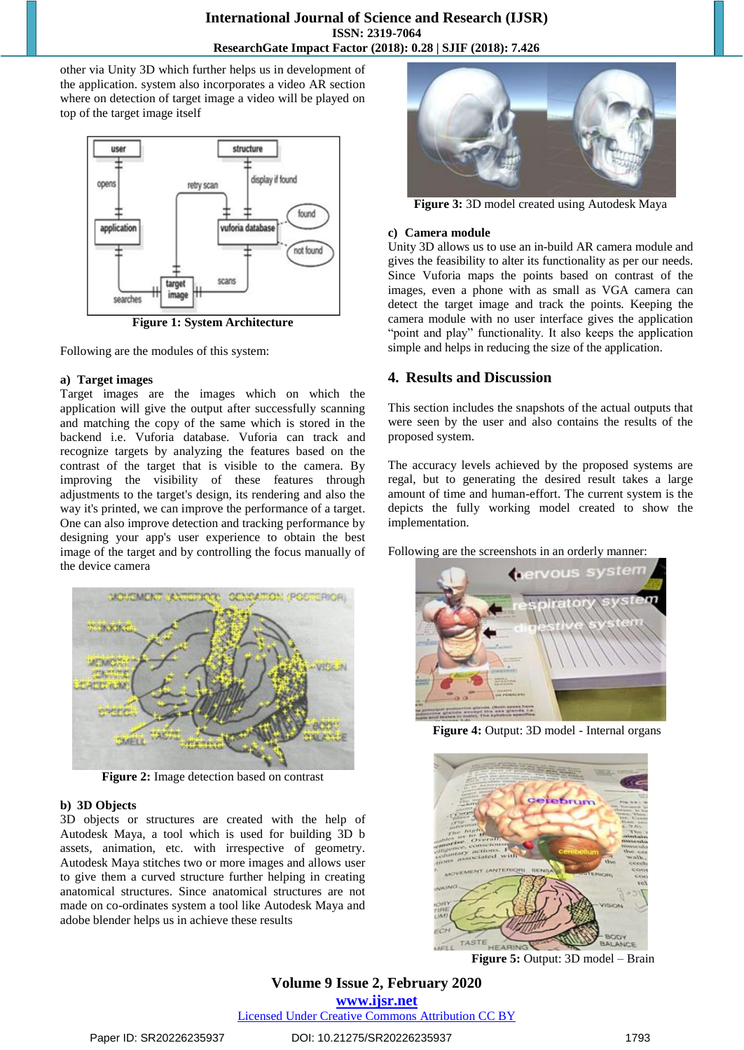other via Unity 3D which further helps us in development of the application. system also incorporates a video AR section where on detection of target image a video will be played on top of the target image itself

**Figure 1:** System Architecture

Following are the modules of this system:

**a) Target images**

Target images are the images which on which the application will give the output after successfully scanning and matching the copy of the same which is stored in the backend i.e. Vuforia database. Vuforia can track and recognize targets by analyzing the features based on the contrast of the target that is visible to the camera. By improving the visibility of these features through adjustments to the target's design, its rendering and also the way it's printed, we can improve the performance of a target. One can also improve detection and tracking performance by designing your app's user experience to obtain the best image of the target and by controlling the focus manually of the device camera

**Figure 2:** Image detection based on contrast

**b) 3D Objects**

3D objects or structures are created with the help of Autodesk Maya, a tool which is used for building 3D b assets, animation, etc. with irrespective of geometry. Autodesk Maya stitches two or more images and allows user to give them a curved structure further helping in creating anatomical structures. Since anatomical structures are not made on co-ordinates system a tool like Autodesk Maya and adobe blender helps us in achieve these results

**Figure 3:** 3D model created using Autodesk Maya

**c) Camera module**

Unity 3D allows us to use an in-build AR camera module and gives the feasibility to alter its functionality as per our needs. Since Vuforia maps the points based on contrast of the images, even a phone with as small as VGA camera can detect the target image and track the points. Keeping the camera module with no user interface gives the application "point and play" functionality. It also keeps the application simple and helps in reducing the size of the application.

## 4. Results and Discussion

This section includes the snapshots of the actual outputs that were seen by the user and also contains the results of the proposed system.

The accuracy levels achieved by the proposed systems are regal, but to generating the desired result takes a large amount of time and human-effort. The current system is the depicts the fully working model created to show the implementation.

Following are the screenshots in an orderly manner:

**Figure 4:** Output: 3D model - Internal organs

**Figure 5:** Output: 3D model – Brain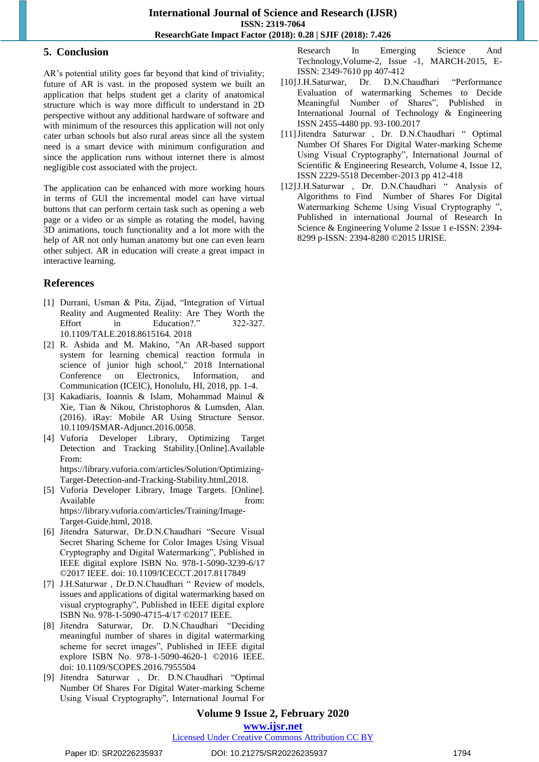## 5. Conclusion

AR's potential utility goes far beyond that kind of triviality; future of AR is vast. in the proposed system we built an application that helps student get a clarity of anatomical structure which is way more difficult to understand in 2D perspective without any additional hardware of software and with minimum of the resources this application will not only cater urban schools but also rural areas since all the system need is a smart device with minimum configuration and since the application runs without internet there is almost negligible cost associated with the project.

The application can be enhanced with more working hours in terms of GUI the incremental model can have virtual buttons that can perform certain task such as opening a web page or a video or as simple as rotating the model, having 3D animations, touch functionality and a lot more with the help of AR not only human anatomy but one can even learn other subject. AR in education will create a great impact in interactive learning.

## References

[1] Durrani, Usman & Pita, Zijad, "Integration of Virtual Reality and Augmented Reality: Are They Worth the Effort in Education?." 322-327. 10.1109/TALE.2018.8615164. 2018

[2] R. Ashida and M. Makino, "An AR-based support system for learning chemical reaction formula in science of junior high school," 2018 International Conference on Electronics, Information, and Communication (ICEIC), Honolulu, HI, 2018, pp. 1-4.

[3] Kakadiaris, Ioannis & Islam, Mohammad Mainul & Xie, Tian & Nikou, Christophoros & Lumsden, Alan. (2016). iRay: Mobile AR Using Structure Sensor. 10.1109/ISMAR-Adjunct.2016.0058.

[4] Vuforia Developer Library, Optimizing Target Detection and Tracking Stability.[Online].Available From: https://library.vuforia.com/articles/Solution/Optimizing-Target-Detection-and-Tracking-Stability.html,2018.

[5] Vuforia Developer Library, Image Targets. [Online]. Available from: https://library.vuforia.com/articles/Training/Image-Target-Guide.html, 2018.

[6] Jitendra Saturwar, Dr.D.N.Chaudhari "Secure Visual Secret Sharing Scheme for Color Images Using Visual Cryptography and Digital Watermarking", Published in IEEE digital explore ISBN No. 978-1-5090-3239-6/17 ©2017 IEEE. doi: 10.1109/ICECCT.2017.8117849

[7] J.H.Saturwar , Dr.D.N.Chaudhari " Review of models, issues and applications of digital watermarking based on visual cryptography", Published in IEEE digital explore ISBN No. 978-1-5090-4715-4/17 ©2017 IEEE.

[8] Jitendra Saturwar, Dr. D.N.Chaudhari "Deciding meaningful number of shares in digital watermarking scheme for secret images", Published in IEEE digital explore ISBN No. 978-1-5090-4620-1 ©2016 IEEE. doi: 10.1109/SCOPES.2016.7955504

[9] Jitendra Saturwar , Dr. D.N.Chaudhari "Optimal Number Of Shares For Digital Water-marking Scheme Using Visual Cryptography", International Journal For Research In Emerging Science And Technology,Volume-2, Issue -1, MARCH-2015, E-ISSN: 2349-7610 pp 407-412

[10] J.H.Saturwar, Dr. D.N.Chaudhari "Performance Evaluation of watermarking Schemes to Decide Meaningful Number of Shares", Published in International Journal of Technology & Engineering ISSN 2455-4480 pp. 93-100.2017

[11] Jitendra Saturwar , Dr. D.N.Chaudhari " Optimal Number Of Shares For Digital Water-marking Scheme Using Visual Cryptography", International Journal of Scientific & Engineering Research, Volume 4, Issue 12, ISSN 2229-5518 December-2013 pp 412-418

[12] J.H.Saturwar , Dr. D.N.Chaudhari " Analysis of Algorithms to Find Number of Shares For Digital Watermarking Scheme Using Visual Cryptography ", Published in international Journal of Research In Science & Engineering Volume 2 Issue 1 e-ISSN: 2394-8299 p-ISSN: 2394-8280 ©2015 IJRISE.